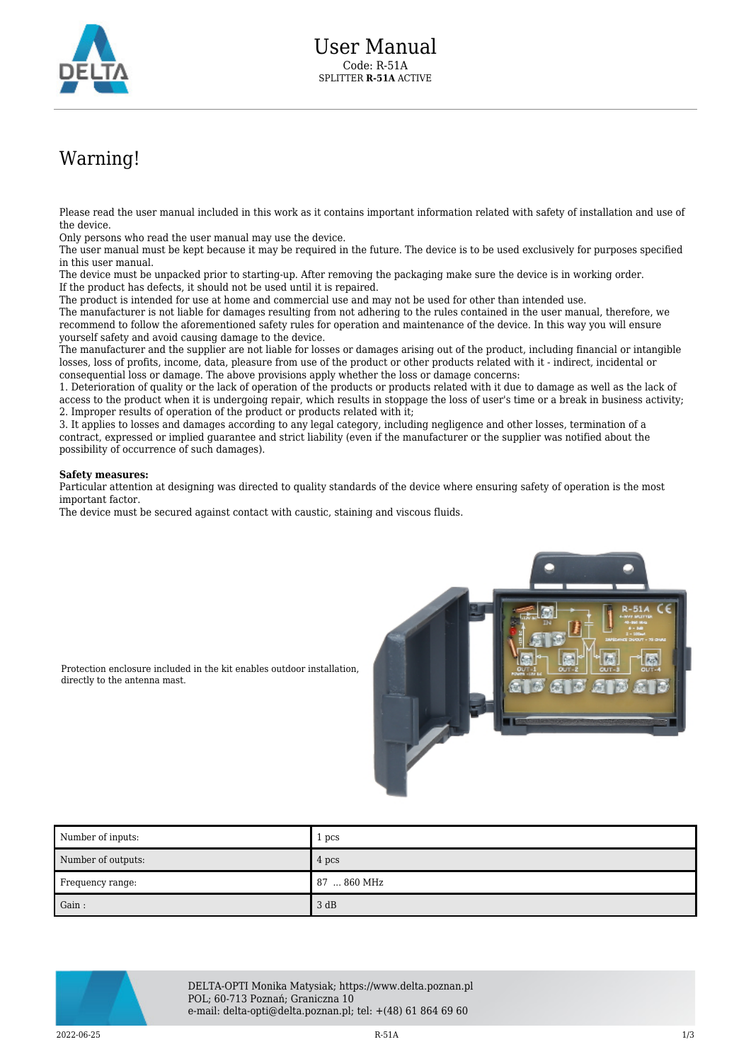# User Manual

Code: R-51A

SPLITTER **R-51A** ACTIVE

## Warning!

Please read the user manual included in this work as it contains important information related with safety of installation and use of the device.
Only persons who read the user manual may use the device.
The user manual must be kept because it may be required in the future. The device is to be used exclusively for purposes specified in this user manual.
The device must be unpacked prior to starting-up. After removing the packaging make sure the device is in working order.
If the product has defects, it should not be used until it is repaired.
The product is intended for use at home and commercial use and may not be used for other than intended use.
The manufacturer is not liable for damages resulting from not adhering to the rules contained in the user manual, therefore, we recommend to follow the aforementioned safety rules for operation and maintenance of the device. In this way you will ensure yourself safety and avoid causing damage to the device.
The manufacturer and the supplier are not liable for losses or damages arising out of the product, including financial or intangible losses, loss of profits, income, data, pleasure from use of the product or other products related with it - indirect, incidental or consequential loss or damage. The above provisions apply whether the loss or damage concerns:
1. Deterioration of quality or the lack of operation of the products or products related with it due to damage as well as the lack of access to the product when it is undergoing repair, which results in stoppage the loss of user's time or a break in business activity;
2. Improper results of operation of the product or products related with it;
3. It applies to losses and damages according to any legal category, including negligence and other losses, termination of a contract, expressed or implied guarantee and strict liability (even if the manufacturer or the supplier was notified about the possibility of occurrence of such damages).

**Safety measures:**
Particular attention at designing was directed to quality standards of the device where ensuring safety of operation is the most important factor.
The device must be secured against contact with caustic, staining and viscous fluids.

Protection enclosure included in the kit enables outdoor installation, directly to the antenna mast.

| | |
|---|---|
| Number of inputs: | 1 pcs |
| Number of outputs: | 4 pcs |
| Frequency range: | 87 ... 860 MHz |
| Gain : | 3 dB |

DELTA-OPTI Monika Matysiak; https://www.delta.poznan.pl
POL; 60-713 Poznań; Graniczna 10
e-mail: delta-opti@delta.poznan.pl; tel: +(48) 61 864 69 60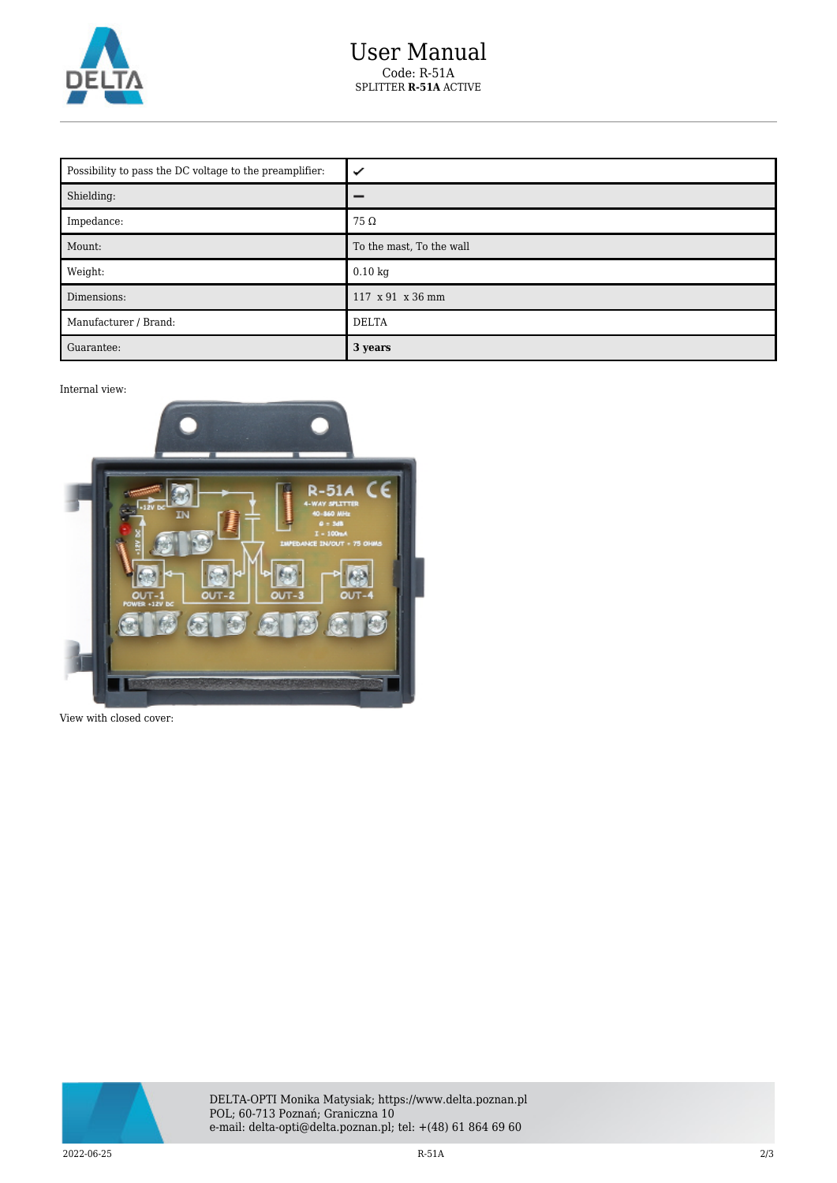| | |
|---|---|
| Possibility to pass the DC voltage to the preamplifier: | ✓ |
| Shielding: | – |
| Impedance: | 75 Ω |
| Mount: | To the mast, To the wall |
| Weight: | 0.10 kg |
| Dimensions: | 117 x 91 x 36 mm |
| Manufacturer / Brand: | DELTA |
| Guarantee: | **3 years** |

Internal view:

View with closed cover:

DELTA-OPTI Monika Matysiak; https://www.delta.poznan.pl
POL; 60-713 Poznań; Graniczna 10
e-mail: delta-opti@delta.poznan.pl; tel: +(48) 61 864 69 60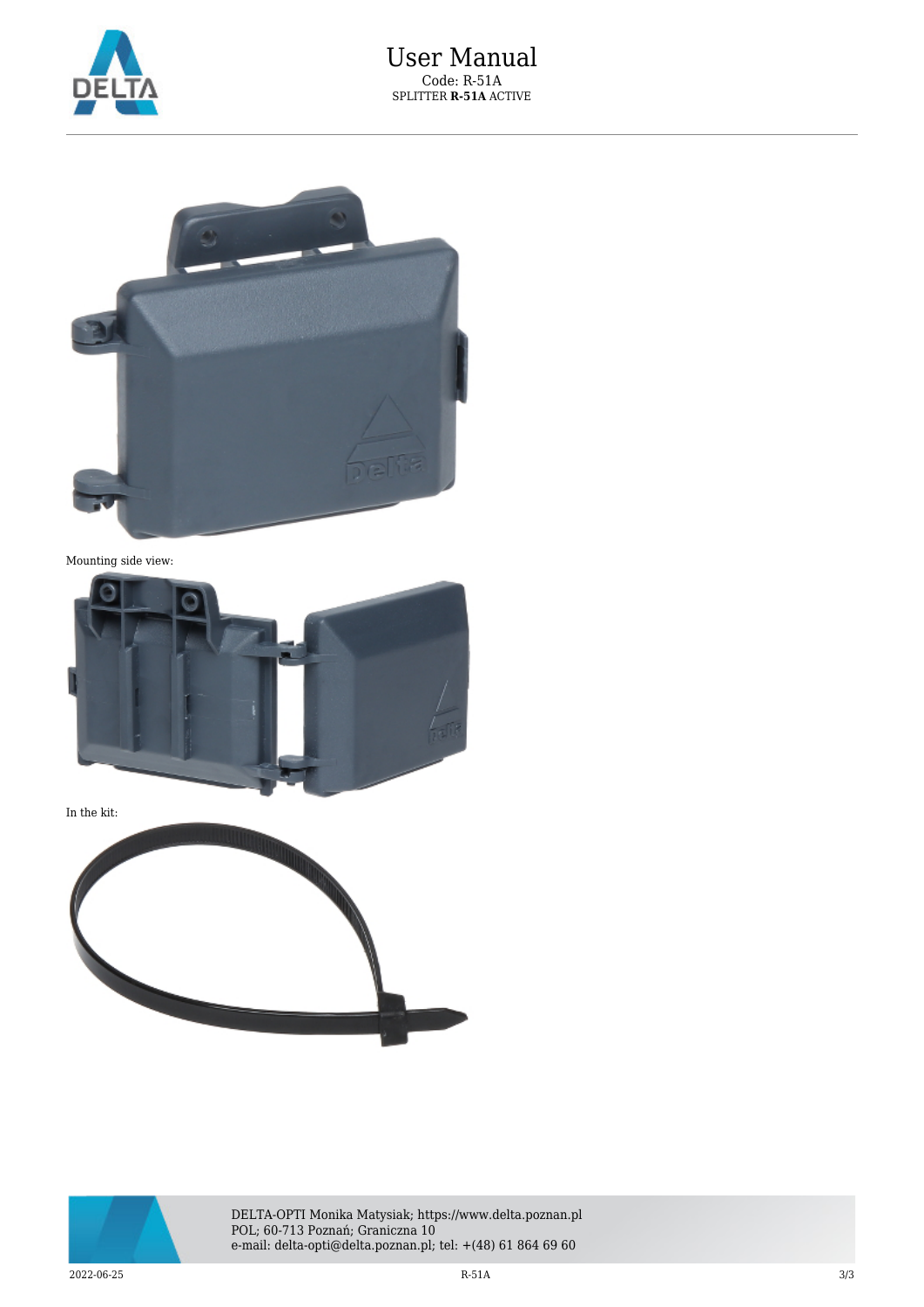Mounting side view:

In the kit: